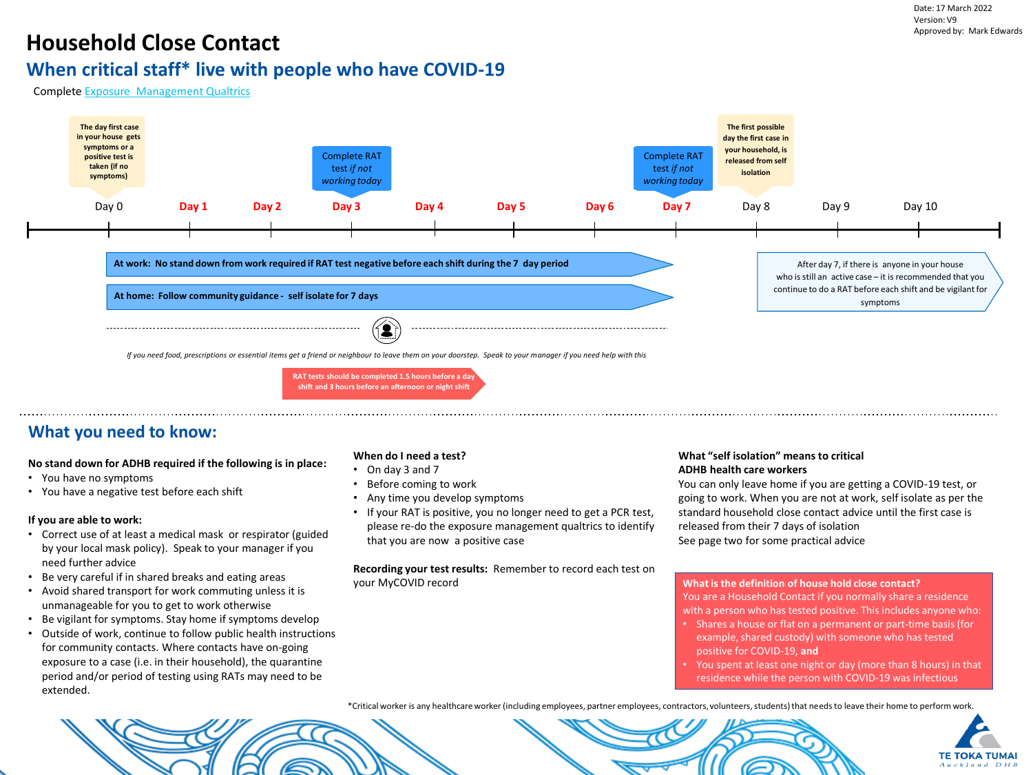Date: 17 March 2022
Version: V9
Approved by: Mark Edwards

# Household Close Contact

## When critical staff* live with people who have COVID-19

Complete [Exposure Management Qualtrics]

**The day first case in your house gets symptoms or a positive test is taken (if no symptoms)**

Day 0 | Day 1 | Day 2 | Day 3 | Day 4 | Day 5 | Day 6 | Day 7 | Day 8 | Day 9 | Day 10

Day 3: Complete RAT test *if not working today*

Day 7: Complete RAT test *if not working today*

Day 8: **The first possible day the first case in your household, is released from self isolation**

**At work: No stand down from work required if RAT test negative before each shift during the 7 day period**

**At home: Follow community guidance - self isolate for 7 days**

After day 7, if there is anyone in your house who is still an active case – it is recommended that you continue to do a RAT before each shift and be vigilant for symptoms

*If you need food, prescriptions or essential items get a friend or neighbour to leave them on your doorstep. Speak to your manager if you need help with this*

**RAT tests should be completed 1.5 hours before a day shift and 3 hours before an afternoon or night shift**

## What you need to know:

**No stand down for ADHB required if the following is in place:**

- You have no symptoms
- You have a negative test before each shift

**If you are able to work:**

- Correct use of at least a medical mask or respirator (guided by your local mask policy). Speak to your manager if you need further advice
- Be very careful if in shared breaks and eating areas
- Avoid shared transport for work commuting unless it is unmanageable for you to get to work otherwise
- Be vigilant for symptoms. Stay home if symptoms develop
- Outside of work, continue to follow public health instructions for community contacts. Where contacts have on-going exposure to a case (i.e. in their household), the quarantine period and/or period of testing using RATs may need to be extended.

**When do I need a test?**

- On day 3 and 7
- Before coming to work
- Any time you develop symptoms
- If your RAT is positive, you no longer need to get a PCR test, please re-do the exposure management qualtrics to identify that you are now a positive case

**Recording your test results:** Remember to record each test on your MyCOVID record

**What "self isolation" means to critical ADHB health care workers**

You can only leave home if you are getting a COVID-19 test, or going to work. When you are not at work, self isolate as per the standard household close contact advice until the first case is released from their 7 days of isolation

See page two for some practical advice

**What is the definition of house hold close contact?**

You are a Household Contact if you normally share a residence with a person who has tested positive. This includes anyone who:

- Shares a house or flat on a permanent or part-time basis (for example, shared custody) with someone who has tested positive for COVID-19, **and**
- You spent at least one night or day (more than 8 hours) in that residence while the person with COVID-19 was infectious

*Critical worker is any healthcare worker (including employees, partner employees, contractors, volunteers, students) that needs to leave their home to perform work.

TE TOKA TUMAI
Auckland DHB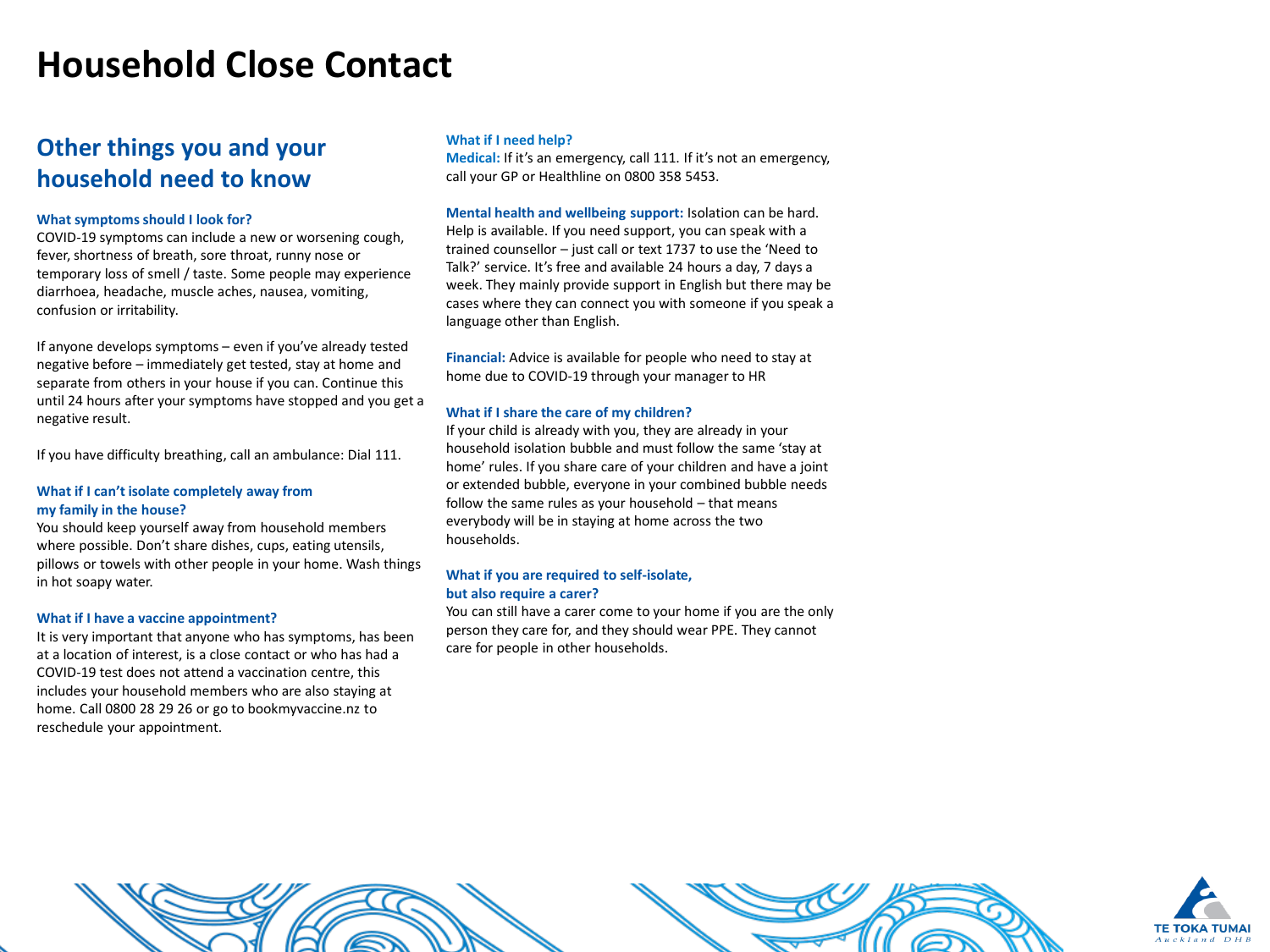# Household Close Contact

## Other things you and your household need to know

**What symptoms should I look for?**
COVID-19 symptoms can include a new or worsening cough, fever, shortness of breath, sore throat, runny nose or temporary loss of smell / taste. Some people may experience diarrhoea, headache, muscle aches, nausea, vomiting, confusion or irritability.

If anyone develops symptoms – even if you've already tested negative before – immediately get tested, stay at home and separate from others in your house if you can. Continue this until 24 hours after your symptoms have stopped and you get a negative result.

If you have difficulty breathing, call an ambulance: Dial 111.

**What if I can't isolate completely away from my family in the house?**
You should keep yourself away from household members where possible. Don't share dishes, cups, eating utensils, pillows or towels with other people in your home. Wash things in hot soapy water.

**What if I have a vaccine appointment?**
It is very important that anyone who has symptoms, has been at a location of interest, is a close contact or who has had a COVID-19 test does not attend a vaccination centre, this includes your household members who are also staying at home. Call 0800 28 29 26 or go to bookmyvaccine.nz to reschedule your appointment.

**What if I need help?**
**Medical:** If it's an emergency, call 111. If it's not an emergency, call your GP or Healthline on 0800 358 5453.

**Mental health and wellbeing support:** Isolation can be hard. Help is available. If you need support, you can speak with a trained counsellor – just call or text 1737 to use the 'Need to Talk?' service. It's free and available 24 hours a day, 7 days a week. They mainly provide support in English but there may be cases where they can connect you with someone if you speak a language other than English.

**Financial:** Advice is available for people who need to stay at home due to COVID-19 through your manager to HR

**What if I share the care of my children?**
If your child is already with you, they are already in your household isolation bubble and must follow the same 'stay at home' rules. If you share care of your children and have a joint or extended bubble, everyone in your combined bubble needs follow the same rules as your household – that means everybody will be in staying at home across the two households.

**What if you are required to self-isolate, but also require a carer?**
You can still have a carer come to your home if you are the only person they care for, and they should wear PPE. They cannot care for people in other households.

TE TOKA TUMAI
Auckland DHB